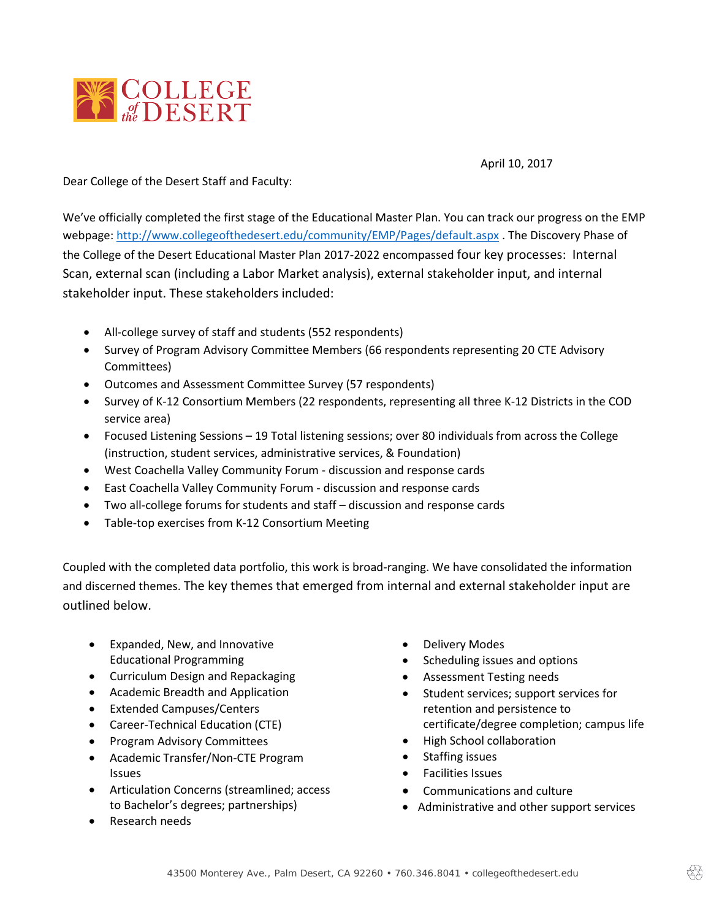April 10, 2017

Dear College of the Desert Staff and Faculty:

We've officially completed the first stage of the Educational Master Plan. You can track our progress on the EMP webpage: http://www.collegeofthedesert.edu/community/EMP/Pages/default.aspx . The Discovery Phase of the College of the Desert Educational Master Plan 2017-2022 encompassed four key processes: Internal Scan, external scan (including a Labor Market analysis), external stakeholder input, and internal stakeholder input. These stakeholders included:

- All-college survey of staff and students (552 respondents)
- Survey of Program Advisory Committee Members (66 respondents representing 20 CTE Advisory Committees)
- Outcomes and Assessment Committee Survey (57 respondents)
- Survey of K-12 Consortium Members (22 respondents, representing all three K-12 Districts in the COD service area)
- Focused Listening Sessions – 19 Total listening sessions; over 80 individuals from across the College (instruction, student services, administrative services, & Foundation)
- West Coachella Valley Community Forum - discussion and response cards
- East Coachella Valley Community Forum - discussion and response cards
- Two all-college forums for students and staff – discussion and response cards
- Table-top exercises from K-12 Consortium Meeting

Coupled with the completed data portfolio, this work is broad-ranging. We have consolidated the information and discerned themes. The key themes that emerged from internal and external stakeholder input are outlined below.

- Expanded, New, and Innovative Educational Programming
- Curriculum Design and Repackaging
- Academic Breadth and Application
- Extended Campuses/Centers
- Career-Technical Education (CTE)
- Program Advisory Committees
- Academic Transfer/Non-CTE Program Issues
- Articulation Concerns (streamlined; access to Bachelor's degrees; partnerships)
- Research needs
- Delivery Modes
- Scheduling issues and options
- Assessment Testing needs
- Student services; support services for retention and persistence to certificate/degree completion; campus life
- High School collaboration
- Staffing issues
- Facilities Issues
- Communications and culture
- Administrative and other support services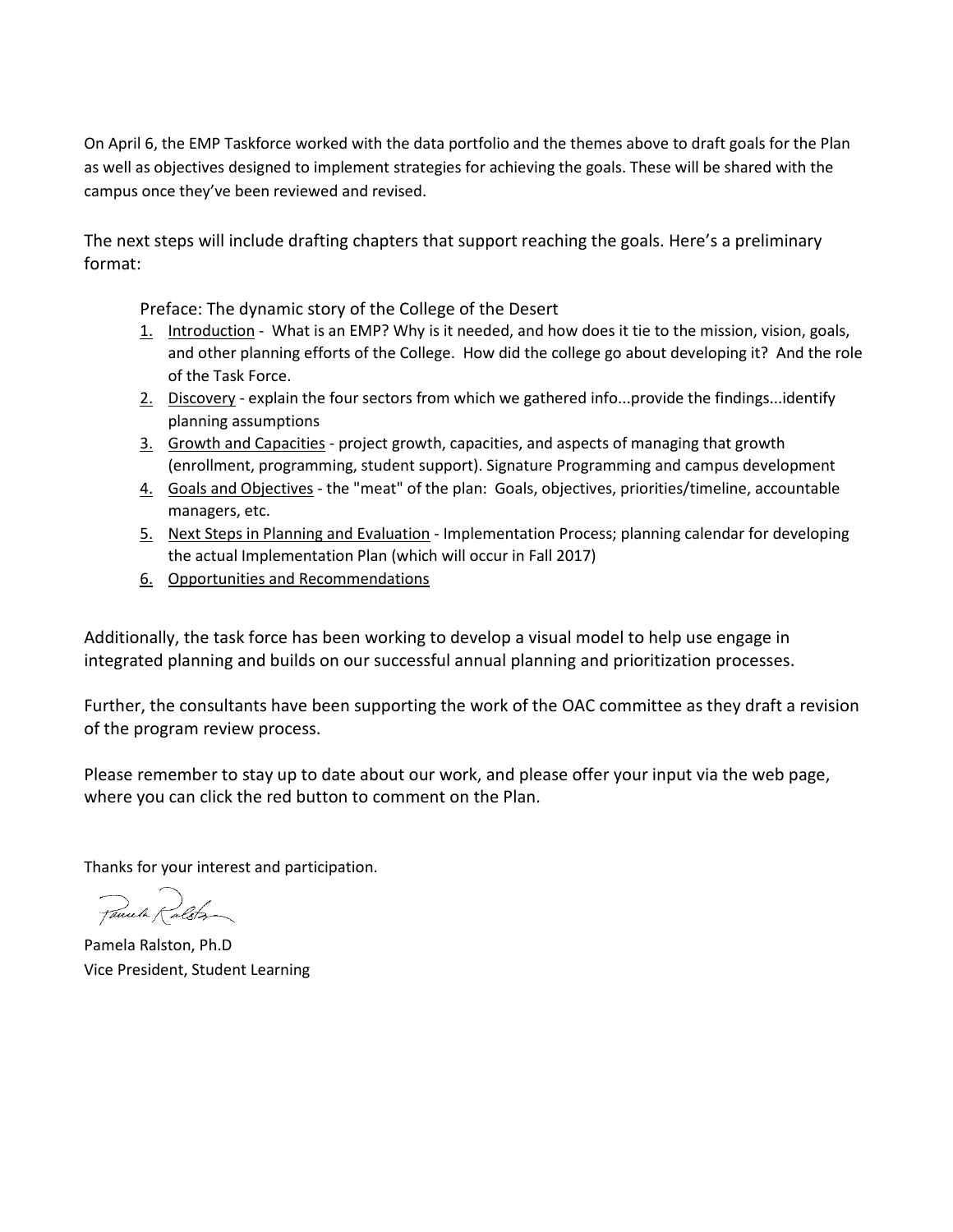On April 6, the EMP Taskforce worked with the data portfolio and the themes above to draft goals for the Plan as well as objectives designed to implement strategies for achieving the goals. These will be shared with the campus once they've been reviewed and revised.

The next steps will include drafting chapters that support reaching the goals. Here's a preliminary format:

Preface: The dynamic story of the College of the Desert

1. Introduction - What is an EMP? Why is it needed, and how does it tie to the mission, vision, goals, and other planning efforts of the College. How did the college go about developing it? And the role of the Task Force.
2. Discovery - explain the four sectors from which we gathered info...provide the findings...identify planning assumptions
3. Growth and Capacities - project growth, capacities, and aspects of managing that growth (enrollment, programming, student support). Signature Programming and campus development
4. Goals and Objectives - the "meat" of the plan: Goals, objectives, priorities/timeline, accountable managers, etc.
5. Next Steps in Planning and Evaluation - Implementation Process; planning calendar for developing the actual Implementation Plan (which will occur in Fall 2017)
6. Opportunities and Recommendations

Additionally, the task force has been working to develop a visual model to help use engage in integrated planning and builds on our successful annual planning and prioritization processes.

Further, the consultants have been supporting the work of the OAC committee as they draft a revision of the program review process.

Please remember to stay up to date about our work, and please offer your input via the web page, where you can click the red button to comment on the Plan.

Thanks for your interest and participation.

Pamela Ralston, Ph.D
Vice President, Student Learning